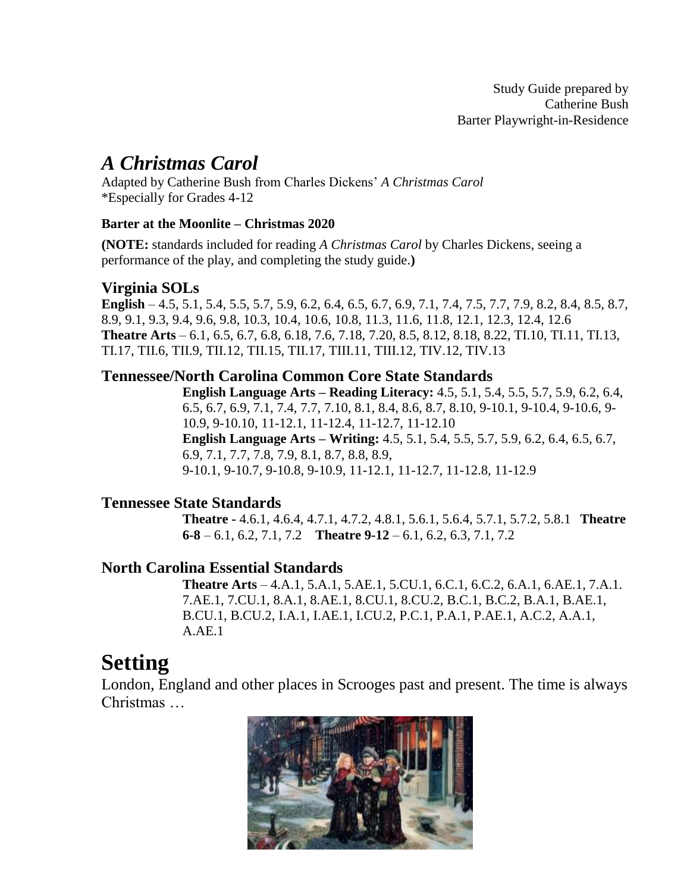Study Guide prepared by
Catherine Bush
Barter Playwright-in-Residence

## *A Christmas Carol*

Adapted by Catherine Bush from Charles Dickens' *A Christmas Carol*
*Especially for Grades 4-12

**Barter at the Moonlite – Christmas 2020**

**(NOTE:** standards included for reading *A Christmas Carol* by Charles Dickens, seeing a performance of the play, and completing the study guide.**)**

### Virginia SOLs

**English** – 4.5, 5.1, 5.4, 5.5, 5.7, 5.9, 6.2, 6.4, 6.5, 6.7, 6.9, 7.1, 7.4, 7.5, 7.7, 7.9, 8.2, 8.4, 8.5, 8.7, 8.9, 9.1, 9.3, 9.4, 9.6, 9.8, 10.3, 10.4, 10.6, 10.8, 11.3, 11.6, 11.8, 12.1, 12.3, 12.4, 12.6
**Theatre Arts** – 6.1, 6.5, 6.7, 6.8, 6.18, 7.6, 7.18, 7.20, 8.5, 8.12, 8.18, 8.22, TI.10, TI.11, TI.13, TI.17, TII.6, TII.9, TII.12, TII.15, TII.17, TIII.11, TIII.12, TIV.12, TIV.13

### Tennessee/North Carolina Common Core State Standards

**English Language Arts – Reading Literacy:** 4.5, 5.1, 5.4, 5.5, 5.7, 5.9, 6.2, 6.4, 6.5, 6.7, 6.9, 7.1, 7.4, 7.7, 7.10, 8.1, 8.4, 8.6, 8.7, 8.10, 9-10.1, 9-10.4, 9-10.6, 9-10.9, 9-10.10, 11-12.1, 11-12.4, 11-12.7, 11-12.10
**English Language Arts – Writing:** 4.5, 5.1, 5.4, 5.5, 5.7, 5.9, 6.2, 6.4, 6.5, 6.7, 6.9, 7.1, 7.7, 7.8, 7.9, 8.1, 8.7, 8.8, 8.9, 9-10.1, 9-10.7, 9-10.8, 9-10.9, 11-12.1, 11-12.7, 11-12.8, 11-12.9

### Tennessee State Standards

**Theatre -** 4.6.1, 4.6.4, 4.7.1, 4.7.2, 4.8.1, 5.6.1, 5.6.4, 5.7.1, 5.7.2, 5.8.1 **Theatre 6-8** – 6.1, 6.2, 7.1, 7.2 **Theatre 9-12** – 6.1, 6.2, 6.3, 7.1, 7.2

### North Carolina Essential Standards

**Theatre Arts** – 4.A.1, 5.A.1, 5.AE.1, 5.CU.1, 6.C.1, 6.C.2, 6.A.1, 6.AE.1, 7.A.1. 7.AE.1, 7.CU.1, 8.A.1, 8.AE.1, 8.CU.1, 8.CU.2, B.C.1, B.C.2, B.A.1, B.AE.1, B.CU.1, B.CU.2, I.A.1, I.AE.1, I.CU.2, P.C.1, P.A.1, P.AE.1, A.C.2, A.A.1, A.AE.1

# Setting

London, England and other places in Scrooges past and present. The time is always Christmas …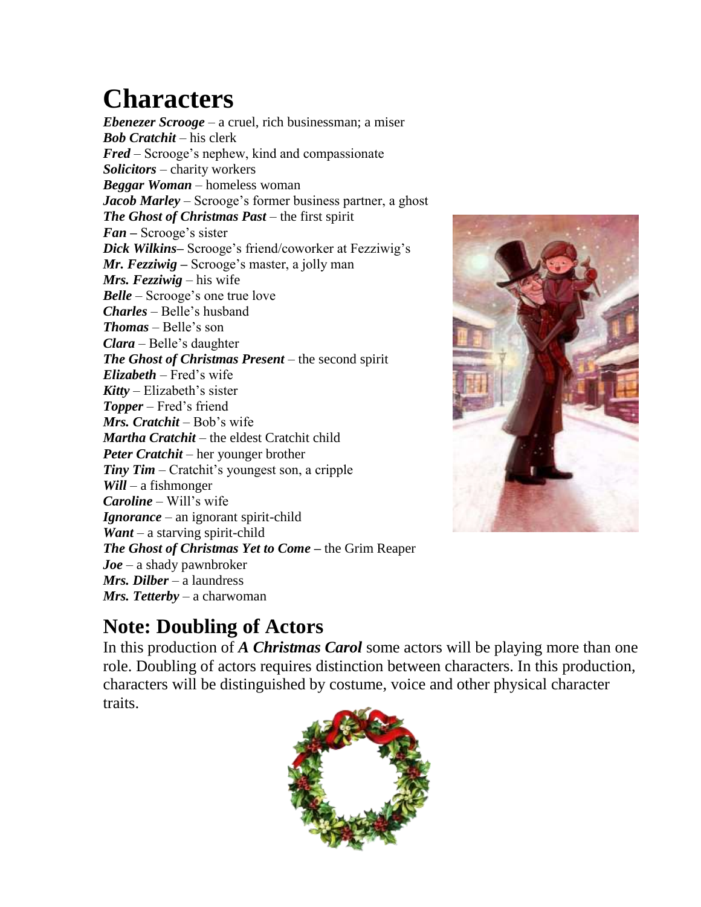# Characters

***Ebenezer Scrooge*** – a cruel, rich businessman; a miser
***Bob Cratchit*** – his clerk
***Fred*** – Scrooge's nephew, kind and compassionate
***Solicitors*** – charity workers
***Beggar Woman*** – homeless woman
***Jacob Marley*** – Scrooge's former business partner, a ghost
***The Ghost of Christmas Past*** – the first spirit
***Fan*** – Scrooge's sister
***Dick Wilkins***– Scrooge's friend/coworker at Fezziwig's
***Mr. Fezziwig*** – Scrooge's master, a jolly man
***Mrs. Fezziwig*** – his wife
***Belle*** – Scrooge's one true love
***Charles*** – Belle's husband
***Thomas*** – Belle's son
***Clara*** – Belle's daughter
***The Ghost of Christmas Present*** – the second spirit
***Elizabeth*** – Fred's wife
***Kitty*** – Elizabeth's sister
***Topper*** – Fred's friend
***Mrs. Cratchit*** – Bob's wife
***Martha Cratchit*** – the eldest Cratchit child
***Peter Cratchit*** – her younger brother
***Tiny Tim*** – Cratchit's youngest son, a cripple
***Will*** – a fishmonger
***Caroline*** – Will's wife
***Ignorance*** – an ignorant spirit-child
***Want*** – a starving spirit-child
***The Ghost of Christmas Yet to Come*** – the Grim Reaper
***Joe*** – a shady pawnbroker
***Mrs. Dilber*** – a laundress
***Mrs. Tetterby*** – a charwoman

## Note: Doubling of Actors

In this production of ***A Christmas Carol*** some actors will be playing more than one role. Doubling of actors requires distinction between characters. In this production, characters will be distinguished by costume, voice and other physical character traits.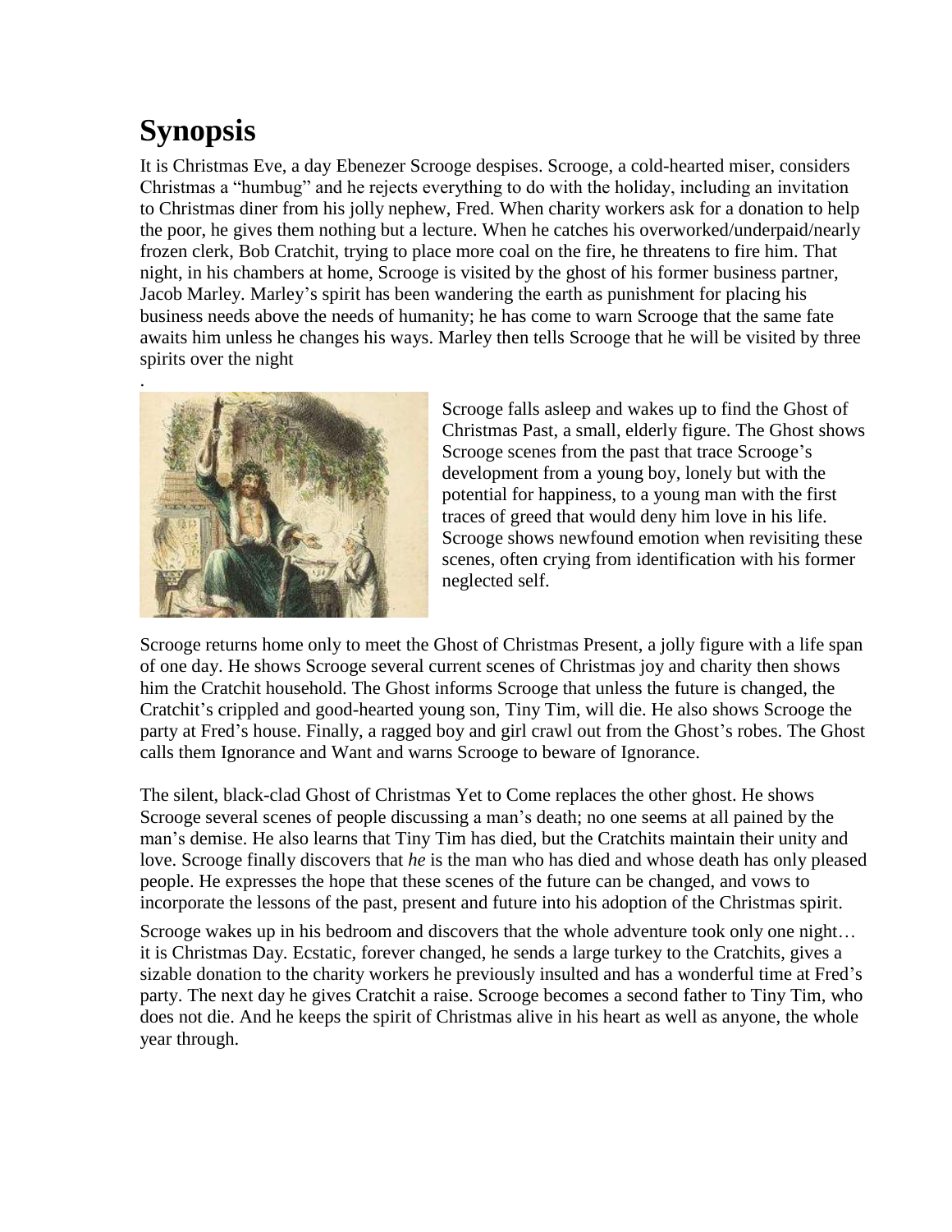# Synopsis

It is Christmas Eve, a day Ebenezer Scrooge despises. Scrooge, a cold-hearted miser, considers Christmas a "humbug" and he rejects everything to do with the holiday, including an invitation to Christmas diner from his jolly nephew, Fred. When charity workers ask for a donation to help the poor, he gives them nothing but a lecture. When he catches his overworked/underpaid/nearly frozen clerk, Bob Cratchit, trying to place more coal on the fire, he threatens to fire him. That night, in his chambers at home, Scrooge is visited by the ghost of his former business partner, Jacob Marley. Marley's spirit has been wandering the earth as punishment for placing his business needs above the needs of humanity; he has come to warn Scrooge that the same fate awaits him unless he changes his ways. Marley then tells Scrooge that he will be visited by three spirits over the night

.

Scrooge falls asleep and wakes up to find the Ghost of Christmas Past, a small, elderly figure. The Ghost shows Scrooge scenes from the past that trace Scrooge's development from a young boy, lonely but with the potential for happiness, to a young man with the first traces of greed that would deny him love in his life. Scrooge shows newfound emotion when revisiting these scenes, often crying from identification with his former neglected self.

Scrooge returns home only to meet the Ghost of Christmas Present, a jolly figure with a life span of one day. He shows Scrooge several current scenes of Christmas joy and charity then shows him the Cratchit household. The Ghost informs Scrooge that unless the future is changed, the Cratchit's crippled and good-hearted young son, Tiny Tim, will die. He also shows Scrooge the party at Fred's house. Finally, a ragged boy and girl crawl out from the Ghost's robes. The Ghost calls them Ignorance and Want and warns Scrooge to beware of Ignorance.

The silent, black-clad Ghost of Christmas Yet to Come replaces the other ghost. He shows Scrooge several scenes of people discussing a man's death; no one seems at all pained by the man's demise. He also learns that Tiny Tim has died, but the Cratchits maintain their unity and love. Scrooge finally discovers that *he* is the man who has died and whose death has only pleased people. He expresses the hope that these scenes of the future can be changed, and vows to incorporate the lessons of the past, present and future into his adoption of the Christmas spirit.

Scrooge wakes up in his bedroom and discovers that the whole adventure took only one night… it is Christmas Day. Ecstatic, forever changed, he sends a large turkey to the Cratchits, gives a sizable donation to the charity workers he previously insulted and has a wonderful time at Fred's party. The next day he gives Cratchit a raise. Scrooge becomes a second father to Tiny Tim, who does not die. And he keeps the spirit of Christmas alive in his heart as well as anyone, the whole year through.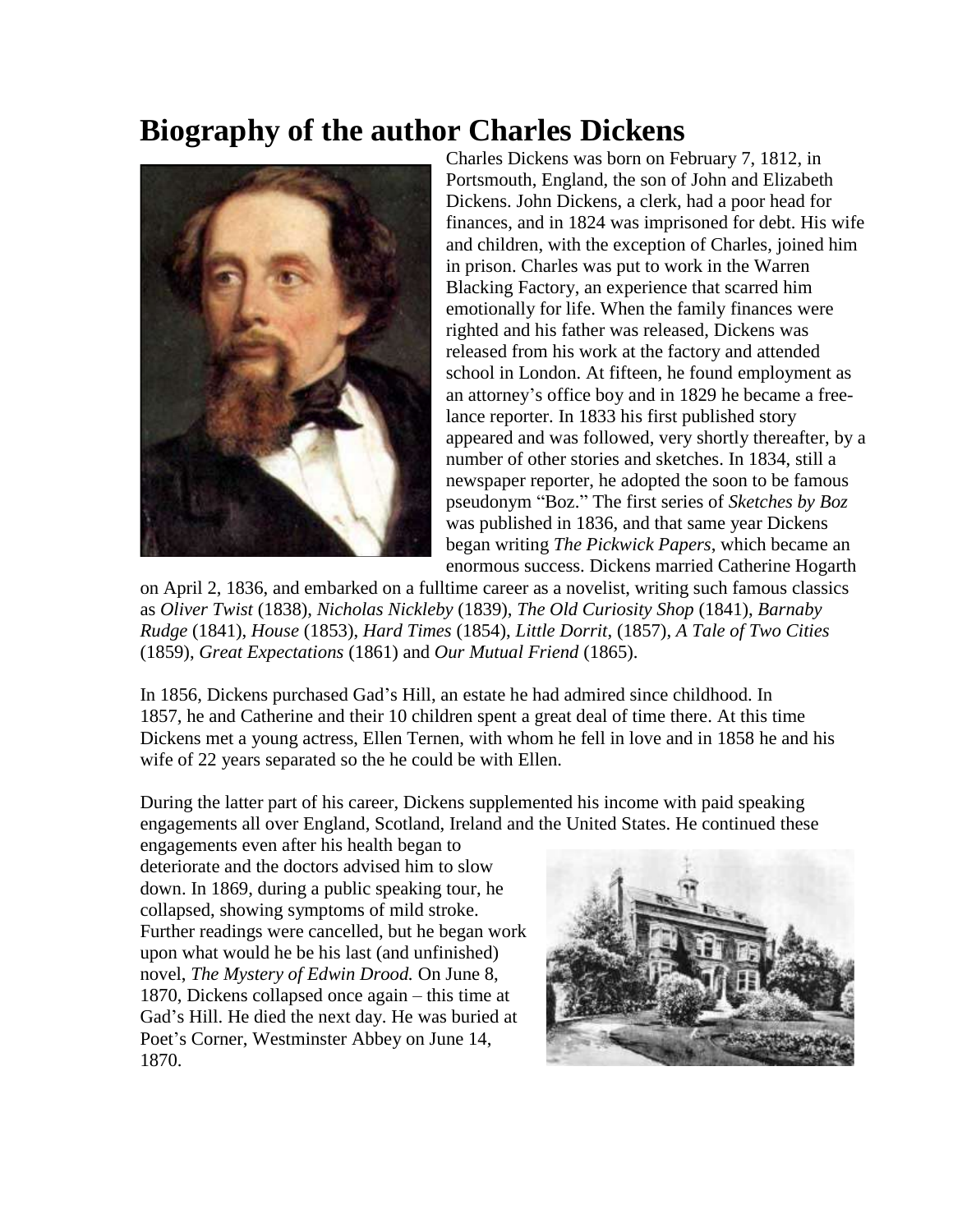# Biography of the author Charles Dickens

Charles Dickens was born on February 7, 1812, in Portsmouth, England, the son of John and Elizabeth Dickens. John Dickens, a clerk, had a poor head for finances, and in 1824 was imprisoned for debt. His wife and children, with the exception of Charles, joined him in prison. Charles was put to work in the Warren Blacking Factory, an experience that scarred him emotionally for life. When the family finances were righted and his father was released, Dickens was released from his work at the factory and attended school in London. At fifteen, he found employment as an attorney's office boy and in 1829 he became a free-lance reporter. In 1833 his first published story appeared and was followed, very shortly thereafter, by a number of other stories and sketches. In 1834, still a newspaper reporter, he adopted the soon to be famous pseudonym "Boz." The first series of *Sketches by Boz* was published in 1836, and that same year Dickens began writing *The Pickwick Papers*, which became an enormous success. Dickens married Catherine Hogarth on April 2, 1836, and embarked on a fulltime career as a novelist, writing such famous classics as *Oliver Twist* (1838), *Nicholas Nickleby* (1839), *The Old Curiosity Shop* (1841), *Barnaby Rudge* (1841), *House* (1853), *Hard Times* (1854), *Little Dorrit*, (1857), *A Tale of Two Cities* (1859), *Great Expectations* (1861) and *Our Mutual Friend* (1865).

In 1856, Dickens purchased Gad's Hill, an estate he had admired since childhood. In 1857, he and Catherine and their 10 children spent a great deal of time there. At this time Dickens met a young actress, Ellen Ternen, with whom he fell in love and in 1858 he and his wife of 22 years separated so the he could be with Ellen.

During the latter part of his career, Dickens supplemented his income with paid speaking engagements all over England, Scotland, Ireland and the United States. He continued these engagements even after his health began to deteriorate and the doctors advised him to slow down. In 1869, during a public speaking tour, he collapsed, showing symptoms of mild stroke. Further readings were cancelled, but he began work upon what would he be his last (and unfinished) novel, *The Mystery of Edwin Drood.* On June 8, 1870, Dickens collapsed once again – this time at Gad's Hill. He died the next day. He was buried at Poet's Corner, Westminster Abbey on June 14, 1870.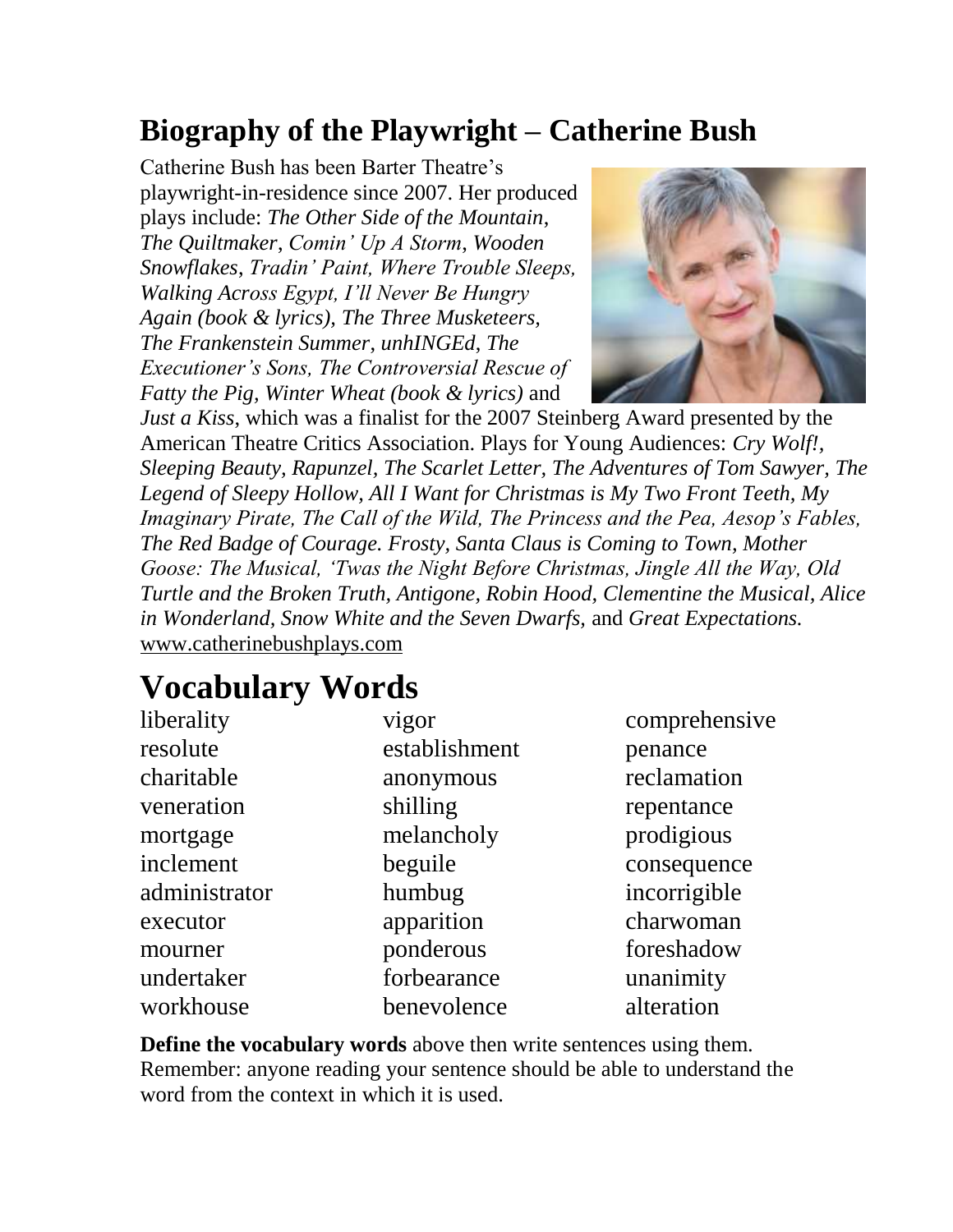## Biography of the Playwright – Catherine Bush

Catherine Bush has been Barter Theatre's playwright-in-residence since 2007. Her produced plays include: *The Other Side of the Mountain*, *The Quiltmaker*, *Comin' Up A Storm*, *Wooden Snowflakes*, *Tradin' Paint, Where Trouble Sleeps, Walking Across Egypt, I'll Never Be Hungry Again (book & lyrics), The Three Musketeers, The Frankenstein Summer*, *unhINGEd*, *The Executioner's Sons, The Controversial Rescue of Fatty the Pig, Winter Wheat (book & lyrics)* and *Just a Kiss*, which was a finalist for the 2007 Steinberg Award presented by the American Theatre Critics Association. Plays for Young Audiences: *Cry Wolf!, Sleeping Beauty, Rapunzel, The Scarlet Letter, The Adventures of Tom Sawyer, The Legend of Sleepy Hollow, All I Want for Christmas is My Two Front Teeth, My Imaginary Pirate, The Call of the Wild, The Princess and the Pea, Aesop's Fables, The Red Badge of Courage. Frosty, Santa Claus is Coming to Town, Mother Goose: The Musical, 'Twas the Night Before Christmas, Jingle All the Way, Old Turtle and the Broken Truth, Antigone, Robin Hood, Clementine the Musical, Alice in Wonderland, Snow White and the Seven Dwarfs,* and *Great Expectations.*
www.catherinebushplays.com

# Vocabulary Words

| | | |
|---|---|---|
| liberality | vigor | comprehensive |
| resolute | establishment | penance |
| charitable | anonymous | reclamation |
| veneration | shilling | repentance |
| mortgage | melancholy | prodigious |
| inclement | beguile | consequence |
| administrator | humbug | incorrigible |
| executor | apparition | charwoman |
| mourner | ponderous | foreshadow |
| undertaker | forbearance | unanimity |
| workhouse | benevolence | alteration |

**Define the vocabulary words** above then write sentences using them. Remember: anyone reading your sentence should be able to understand the word from the context in which it is used.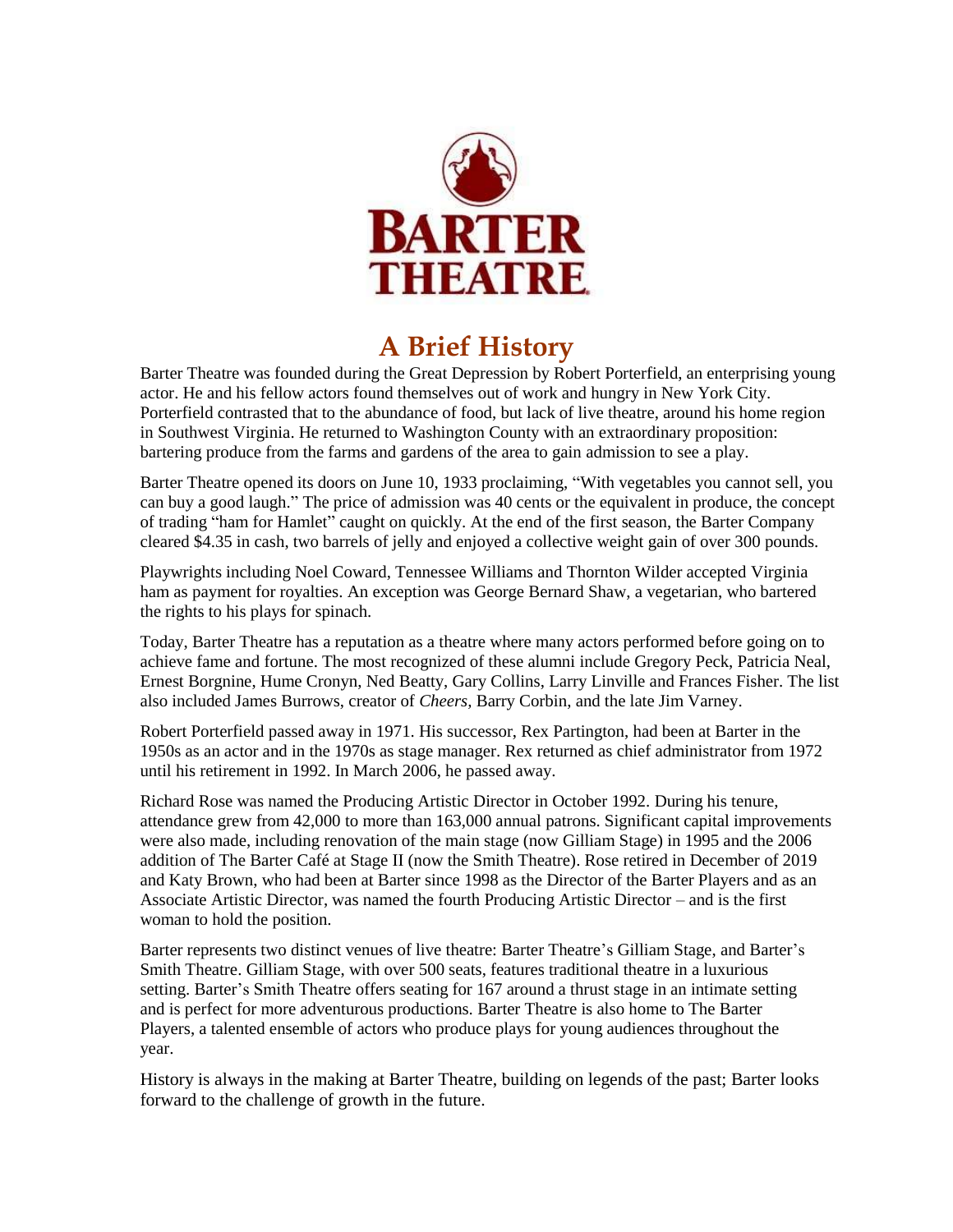# BARTER THEATRE

## A Brief History

Barter Theatre was founded during the Great Depression by Robert Porterfield, an enterprising young actor. He and his fellow actors found themselves out of work and hungry in New York City. Porterfield contrasted that to the abundance of food, but lack of live theatre, around his home region in Southwest Virginia. He returned to Washington County with an extraordinary proposition: bartering produce from the farms and gardens of the area to gain admission to see a play.

Barter Theatre opened its doors on June 10, 1933 proclaiming, "With vegetables you cannot sell, you can buy a good laugh." The price of admission was 40 cents or the equivalent in produce, the concept of trading "ham for Hamlet" caught on quickly. At the end of the first season, the Barter Company cleared $4.35 in cash, two barrels of jelly and enjoyed a collective weight gain of over 300 pounds.

Playwrights including Noel Coward, Tennessee Williams and Thornton Wilder accepted Virginia ham as payment for royalties. An exception was George Bernard Shaw, a vegetarian, who bartered the rights to his plays for spinach.

Today, Barter Theatre has a reputation as a theatre where many actors performed before going on to achieve fame and fortune. The most recognized of these alumni include Gregory Peck, Patricia Neal, Ernest Borgnine, Hume Cronyn, Ned Beatty, Gary Collins, Larry Linville and Frances Fisher. The list also included James Burrows, creator of *Cheers,* Barry Corbin, and the late Jim Varney.

Robert Porterfield passed away in 1971. His successor, Rex Partington, had been at Barter in the 1950s as an actor and in the 1970s as stage manager. Rex returned as chief administrator from 1972 until his retirement in 1992. In March 2006, he passed away.

Richard Rose was named the Producing Artistic Director in October 1992. During his tenure, attendance grew from 42,000 to more than 163,000 annual patrons. Significant capital improvements were also made, including renovation of the main stage (now Gilliam Stage) in 1995 and the 2006 addition of The Barter Café at Stage II (now the Smith Theatre). Rose retired in December of 2019 and Katy Brown, who had been at Barter since 1998 as the Director of the Barter Players and as an Associate Artistic Director, was named the fourth Producing Artistic Director – and is the first woman to hold the position.

Barter represents two distinct venues of live theatre: Barter Theatre's Gilliam Stage, and Barter's Smith Theatre. Gilliam Stage, with over 500 seats, features traditional theatre in a luxurious setting. Barter's Smith Theatre offers seating for 167 around a thrust stage in an intimate setting and is perfect for more adventurous productions. Barter Theatre is also home to The Barter Players, a talented ensemble of actors who produce plays for young audiences throughout the year.

History is always in the making at Barter Theatre, building on legends of the past; Barter looks forward to the challenge of growth in the future.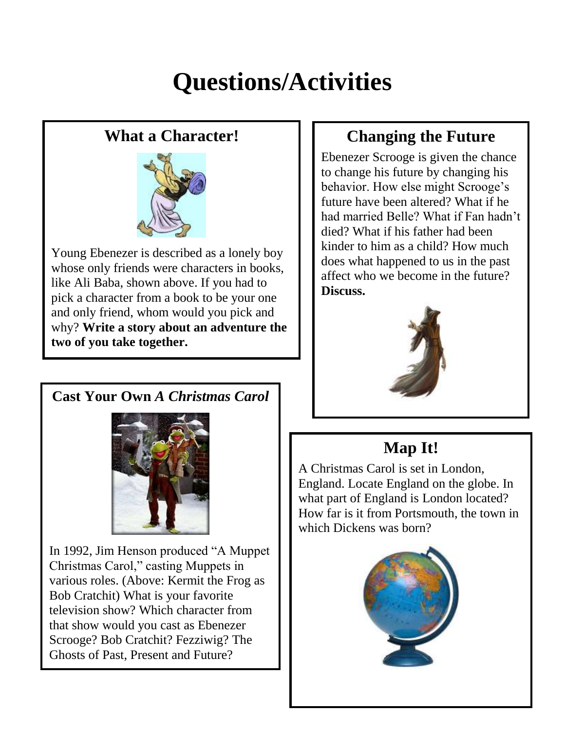# Questions/Activities

## What a Character!

Young Ebenezer is described as a lonely boy whose only friends were characters in books, like Ali Baba, shown above. If you had to pick a character from a book to be your one and only friend, whom would you pick and why? **Write a story about an adventure the two of you take together.**

## Cast Your Own *A Christmas Carol*

In 1992, Jim Henson produced "A Muppet Christmas Carol," casting Muppets in various roles. (Above: Kermit the Frog as Bob Cratchit) What is your favorite television show? Which character from that show would you cast as Ebenezer Scrooge? Bob Cratchit? Fezziwig? The Ghosts of Past, Present and Future?

## Changing the Future

Ebenezer Scrooge is given the chance to change his future by changing his behavior. How else might Scrooge's future have been altered? What if he had married Belle? What if Fan hadn't died? What if his father had been kinder to him as a child? How much does what happened to us in the past affect who we become in the future? **Discuss.**

## Map It!

A Christmas Carol is set in London, England. Locate England on the globe. In what part of England is London located? How far is it from Portsmouth, the town in which Dickens was born?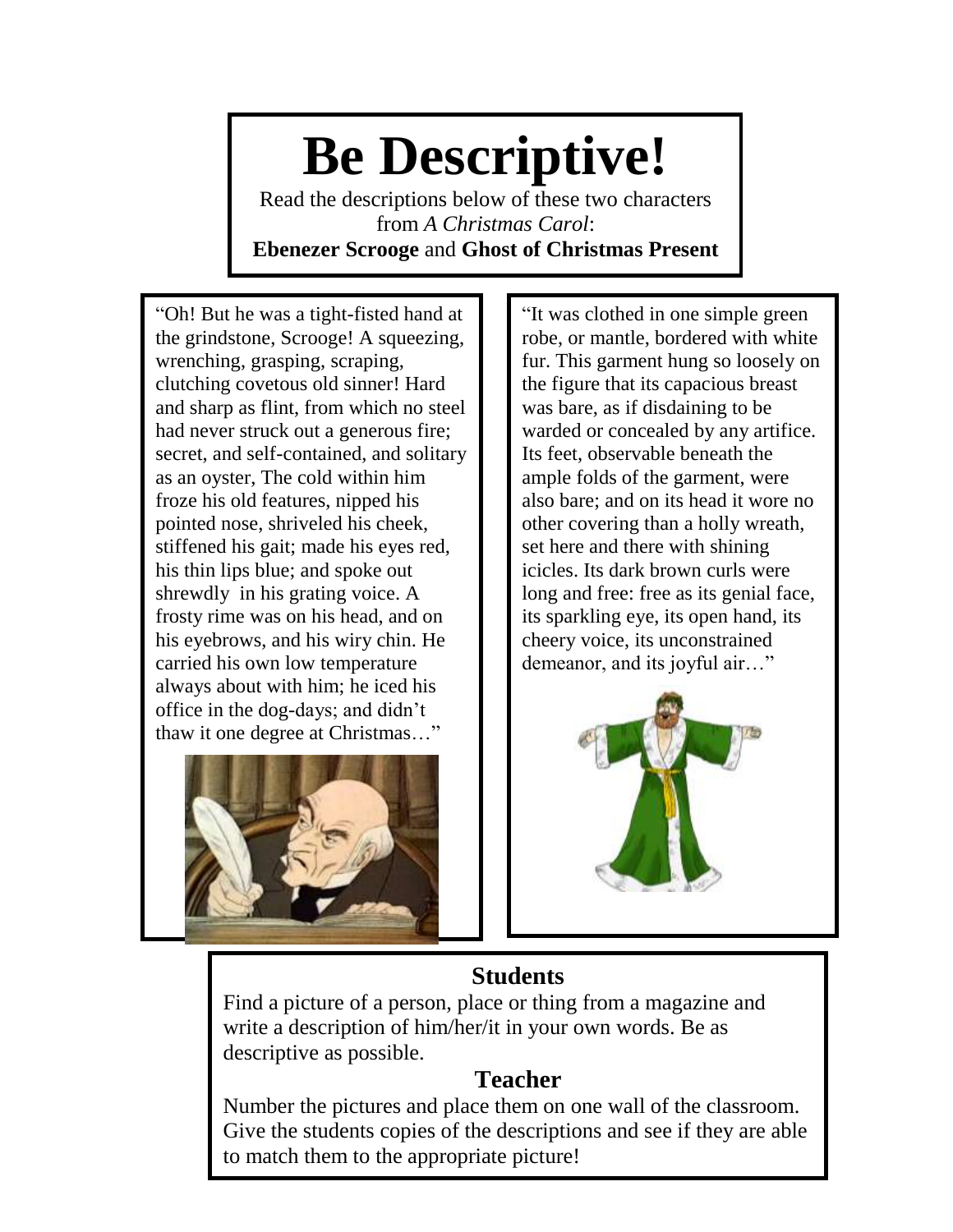# Be Descriptive!

Read the descriptions below of these two characters from *A Christmas Carol*:
**Ebenezer Scrooge** and **Ghost of Christmas Present**

"Oh! But he was a tight-fisted hand at the grindstone, Scrooge! A squeezing, wrenching, grasping, scraping, clutching covetous old sinner! Hard and sharp as flint, from which no steel had never struck out a generous fire; secret, and self-contained, and solitary as an oyster, The cold within him froze his old features, nipped his pointed nose, shriveled his cheek, stiffened his gait; made his eyes red, his thin lips blue; and spoke out shrewdly in his grating voice. A frosty rime was on his head, and on his eyebrows, and his wiry chin. He carried his own low temperature always about with him; he iced his office in the dog-days; and didn't thaw it one degree at Christmas…"

"It was clothed in one simple green robe, or mantle, bordered with white fur. This garment hung so loosely on the figure that its capacious breast was bare, as if disdaining to be warded or concealed by any artifice. Its feet, observable beneath the ample folds of the garment, were also bare; and on its head it wore no other covering than a holly wreath, set here and there with shining icicles. Its dark brown curls were long and free: free as its genial face, its sparkling eye, its open hand, its cheery voice, its unconstrained demeanor, and its joyful air…"

### Students

Find a picture of a person, place or thing from a magazine and write a description of him/her/it in your own words. Be as descriptive as possible.

### Teacher

Number the pictures and place them on one wall of the classroom. Give the students copies of the descriptions and see if they are able to match them to the appropriate picture!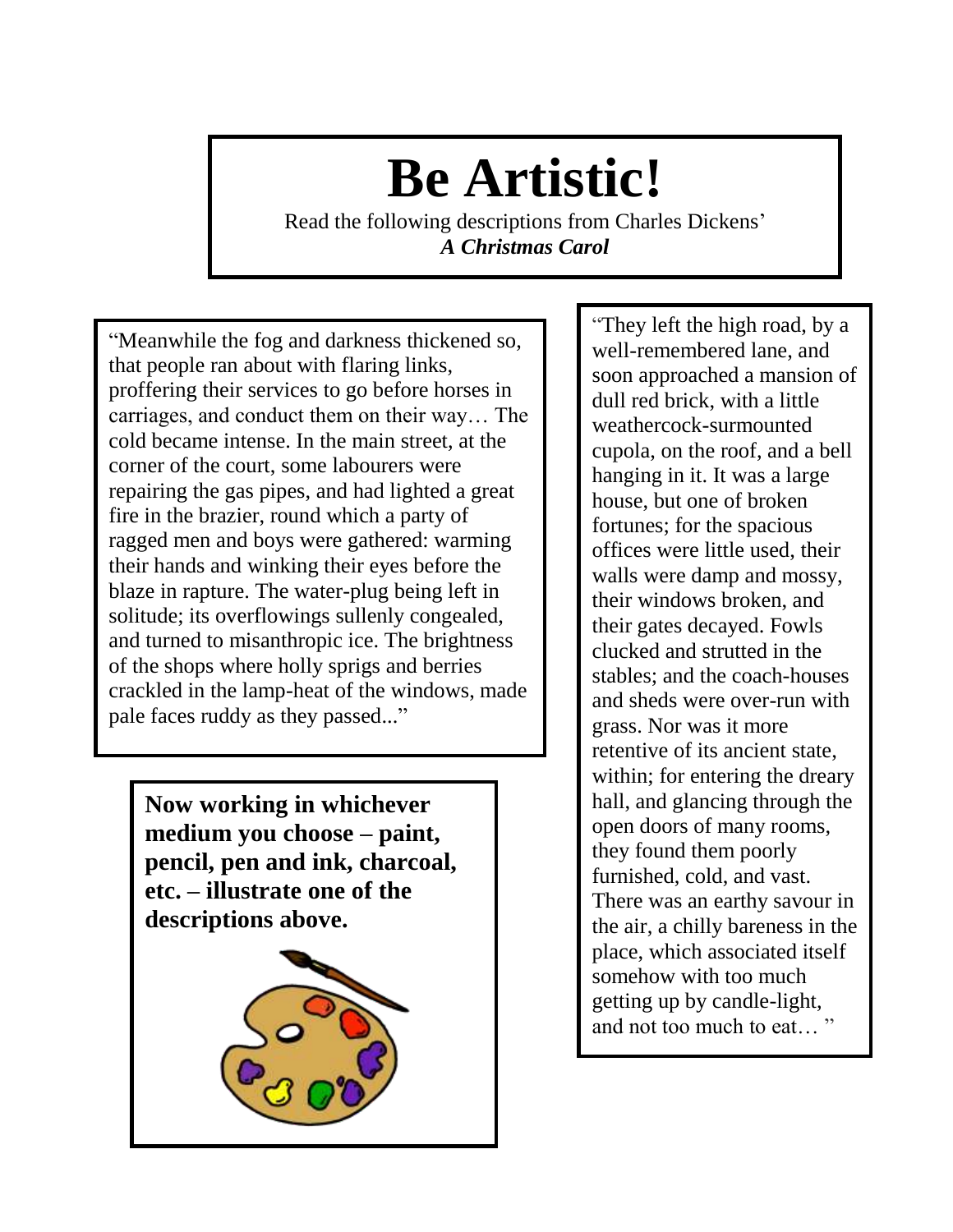# Be Artistic!

Read the following descriptions from Charles Dickens' ***A Christmas Carol***

"Meanwhile the fog and darkness thickened so, that people ran about with flaring links, proffering their services to go before horses in carriages, and conduct them on their way… The cold became intense. In the main street, at the corner of the court, some labourers were repairing the gas pipes, and had lighted a great fire in the brazier, round which a party of ragged men and boys were gathered: warming their hands and winking their eyes before the blaze in rapture. The water-plug being left in solitude; its overflowings sullenly congealed, and turned to misanthropic ice. The brightness of the shops where holly sprigs and berries crackled in the lamp-heat of the windows, made pale faces ruddy as they passed..."

"They left the high road, by a well-remembered lane, and soon approached a mansion of dull red brick, with a little weathercock-surmounted cupola, on the roof, and a bell hanging in it. It was a large house, but one of broken fortunes; for the spacious offices were little used, their walls were damp and mossy, their windows broken, and their gates decayed. Fowls clucked and strutted in the stables; and the coach-houses and sheds were over-run with grass. Nor was it more retentive of its ancient state, within; for entering the dreary hall, and glancing through the open doors of many rooms, they found them poorly furnished, cold, and vast. There was an earthy savour in the air, a chilly bareness in the place, which associated itself somehow with too much getting up by candle-light, and not too much to eat… "

**Now working in whichever medium you choose – paint, pencil, pen and ink, charcoal, etc. – illustrate one of the descriptions above.**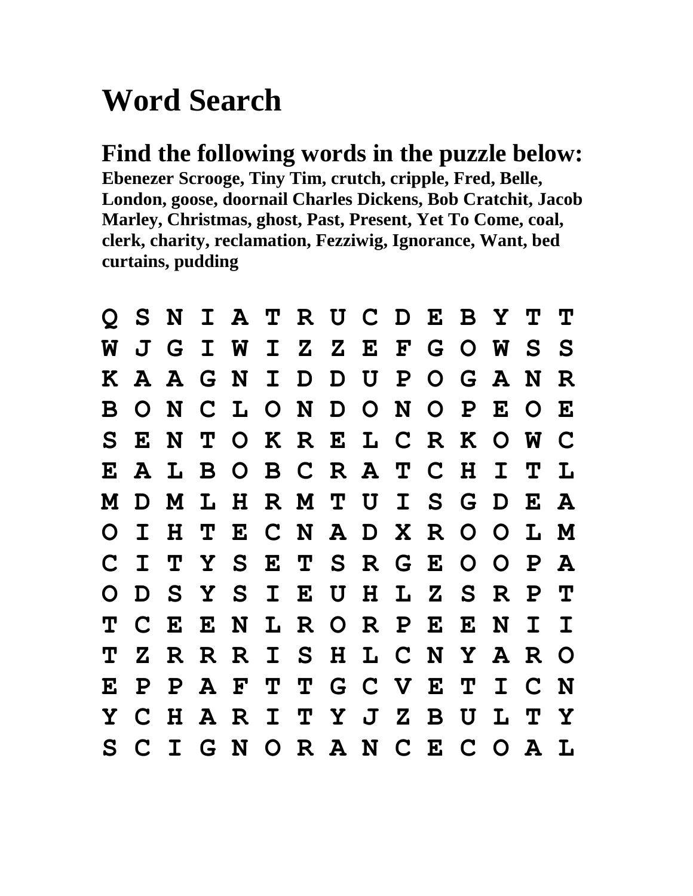# Word Search

## Find the following words in the puzzle below:

**Ebenezer Scrooge, Tiny Tim, crutch, cripple, Fred, Belle, London, goose, doornail Charles Dickens, Bob Cratchit, Jacob Marley, Christmas, ghost, Past, Present, Yet To Come, coal, clerk, charity, reclamation, Fezziwig, Ignorance, Want, bed curtains, pudding**

```
Q S N I A T R U C D E B Y T T
W J G I W I Z Z E F G O W S S
K A A G N I D D U P O G A N R
B O N C L O N D O N O P E O E
S E N T O K R E L C R K O W C
E A L B O B C R A T C H I T L
M D M L H R M T U I S G D E A
O I H T E C N A D X R O O L M
C I T Y S E T S R G E O O P A
O D S Y S I E U H L Z S R P T
T C E E N L R O R P E E N I I
T Z R R R I S H L C N Y A R O
E P P A F T T G C V E T I C N
Y C H A R I T Y J Z B U L T Y
S C I G N O R A N C E C O A L
```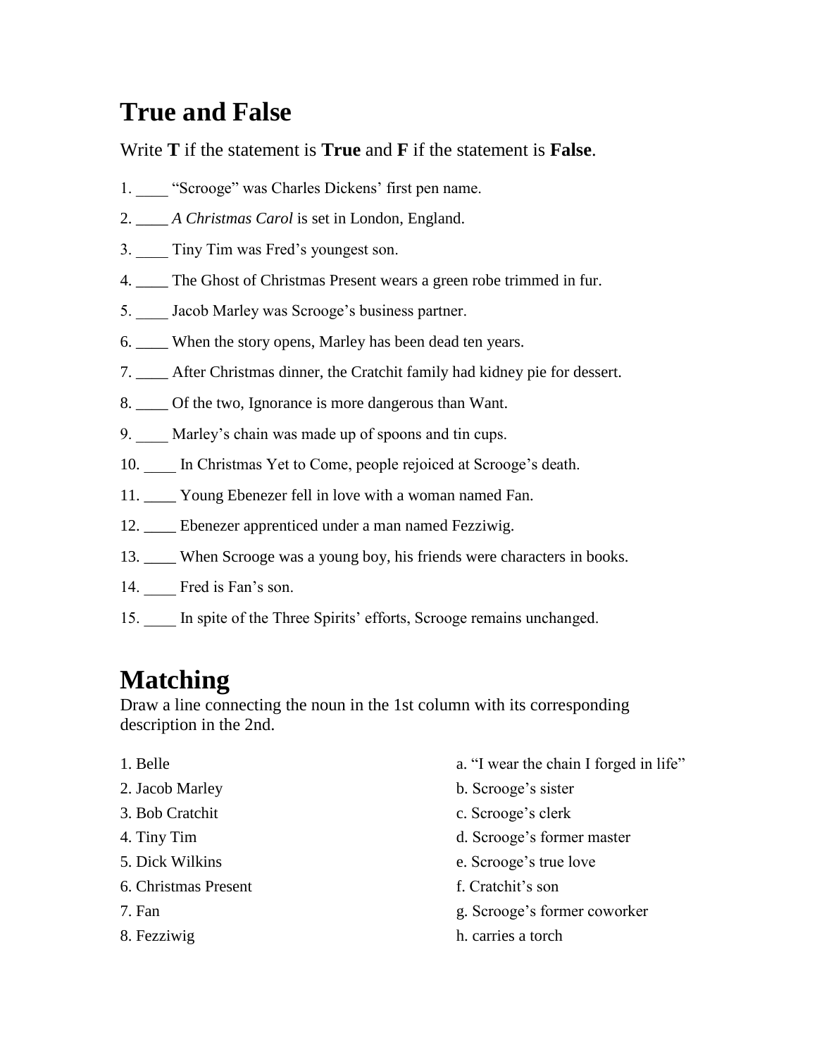# True and False

Write **T** if the statement is **True** and **F** if the statement is **False**.

1. ____ “Scrooge” was Charles Dickens’ first pen name.
2. ____ *A Christmas Carol* is set in London, England.
3. ____ Tiny Tim was Fred’s youngest son.
4. ____ The Ghost of Christmas Present wears a green robe trimmed in fur.
5. ____ Jacob Marley was Scrooge’s business partner.
6. ____ When the story opens, Marley has been dead ten years.
7. ____ After Christmas dinner, the Cratchit family had kidney pie for dessert.
8. ____ Of the two, Ignorance is more dangerous than Want.
9. ____ Marley’s chain was made up of spoons and tin cups.
10. ____ In Christmas Yet to Come, people rejoiced at Scrooge’s death.
11. ____ Young Ebenezer fell in love with a woman named Fan.
12. ____ Ebenezer apprenticed under a man named Fezziwig.
13. ____ When Scrooge was a young boy, his friends were characters in books.
14. ____ Fred is Fan’s son.
15. ____ In spite of the Three Spirits’ efforts, Scrooge remains unchanged.

# Matching

Draw a line connecting the noun in the 1st column with its corresponding description in the 2nd.

| | |
|---|---|
| 1. Belle | a. “I wear the chain I forged in life” |
| 2. Jacob Marley | b. Scrooge’s sister |
| 3. Bob Cratchit | c. Scrooge’s clerk |
| 4. Tiny Tim | d. Scrooge’s former master |
| 5. Dick Wilkins | e. Scrooge’s true love |
| 6. Christmas Present | f. Cratchit’s son |
| 7. Fan | g. Scrooge’s former coworker |
| 8. Fezziwig | h. carries a torch |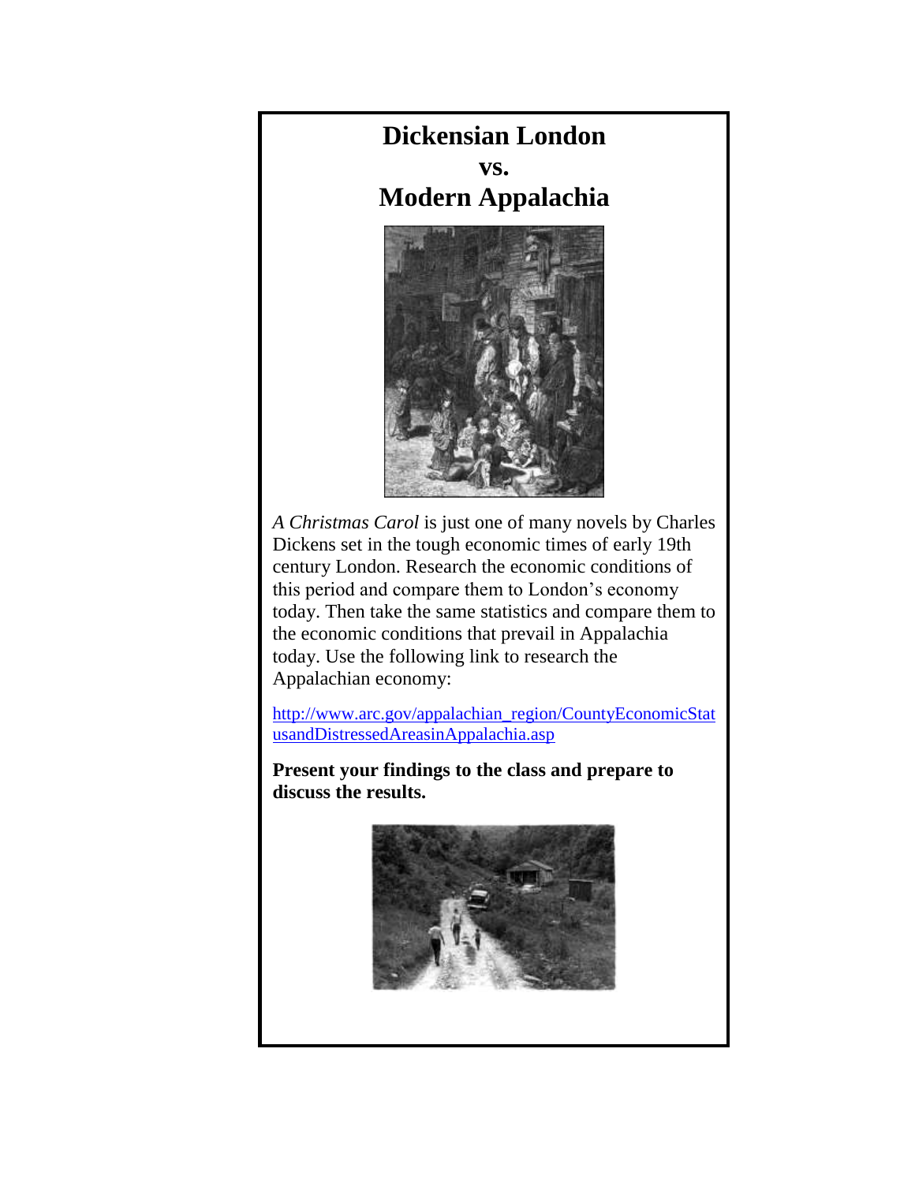# Dickensian London
# vs.
# Modern Appalachia

*A Christmas Carol* is just one of many novels by Charles Dickens set in the tough economic times of early 19th century London. Research the economic conditions of this period and compare them to London's economy today. Then take the same statistics and compare them to the economic conditions that prevail in Appalachia today. Use the following link to research the Appalachian economy:

http://www.arc.gov/appalachian_region/CountyEconomicStatusandDistressedAreasinAppalachia.asp

**Present your findings to the class and prepare to discuss the results.**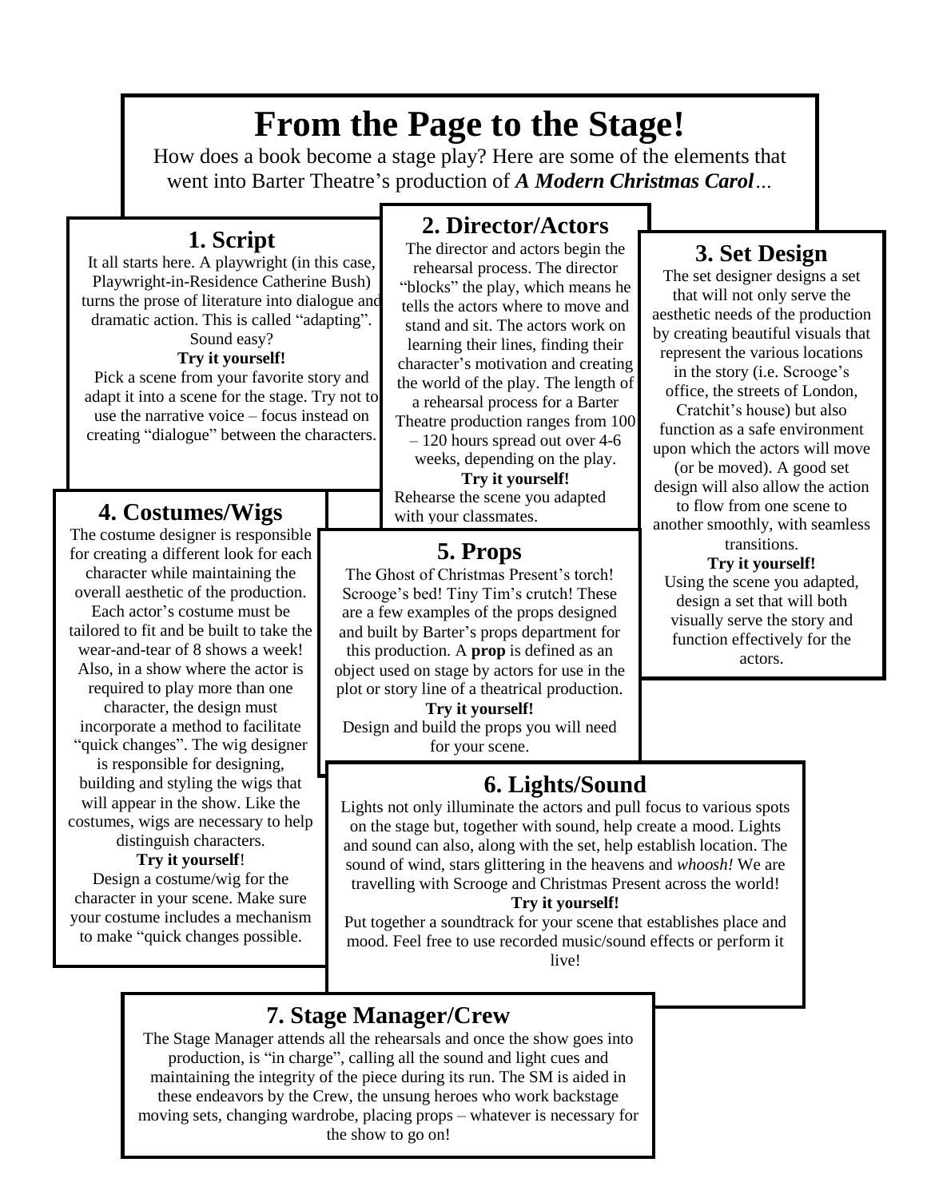# From the Page to the Stage!

How does a book become a stage play? Here are some of the elements that went into Barter Theatre's production of ***A Modern Christmas Carol***...

## 1. Script

It all starts here. A playwright (in this case, Playwright-in-Residence Catherine Bush) turns the prose of literature into dialogue and dramatic action. This is called "adapting". Sound easy?

**Try it yourself!**

Pick a scene from your favorite story and adapt it into a scene for the stage. Try not to use the narrative voice – focus instead on creating "dialogue" between the characters.

## 2. Director/Actors

The director and actors begin the rehearsal process. The director "blocks" the play, which means he tells the actors where to move and stand and sit. The actors work on learning their lines, finding their character's motivation and creating the world of the play. The length of a rehearsal process for a Barter Theatre production ranges from 100 – 120 hours spread out over 4-6 weeks, depending on the play.

**Try it yourself!**

Rehearse the scene you adapted with your classmates.

## 3. Set Design

The set designer designs a set that will not only serve the aesthetic needs of the production by creating beautiful visuals that represent the various locations in the story (i.e. Scrooge's office, the streets of London, Cratchit's house) but also function as a safe environment upon which the actors will move (or be moved). A good set design will also allow the action to flow from one scene to another smoothly, with seamless transitions.

**Try it yourself!**

Using the scene you adapted, design a set that will both visually serve the story and function effectively for the actors.

## 4. Costumes/Wigs

The costume designer is responsible for creating a different look for each character while maintaining the overall aesthetic of the production. Each actor's costume must be tailored to fit and be built to take the wear-and-tear of 8 shows a week! Also, in a show where the actor is required to play more than one character, the design must incorporate a method to facilitate "quick changes". The wig designer is responsible for designing, building and styling the wigs that will appear in the show. Like the costumes, wigs are necessary to help distinguish characters.

**Try it yourself**!

Design a costume/wig for the character in your scene. Make sure your costume includes a mechanism to make "quick changes possible.

## 5. Props

The Ghost of Christmas Present's torch! Scrooge's bed! Tiny Tim's crutch! These are a few examples of the props designed and built by Barter's props department for this production. A **prop** is defined as an object used on stage by actors for use in the plot or story line of a theatrical production.

**Try it yourself!**

Design and build the props you will need for your scene.

## 6. Lights/Sound

Lights not only illuminate the actors and pull focus to various spots on the stage but, together with sound, help create a mood. Lights and sound can also, along with the set, help establish location. The sound of wind, stars glittering in the heavens and *whoosh!* We are travelling with Scrooge and Christmas Present across the world!

**Try it yourself!**

Put together a soundtrack for your scene that establishes place and mood. Feel free to use recorded music/sound effects or perform it live!

## 7. Stage Manager/Crew

The Stage Manager attends all the rehearsals and once the show goes into production, is "in charge", calling all the sound and light cues and maintaining the integrity of the piece during its run. The SM is aided in these endeavors by the Crew, the unsung heroes who work backstage moving sets, changing wardrobe, placing props – whatever is necessary for the show to go on!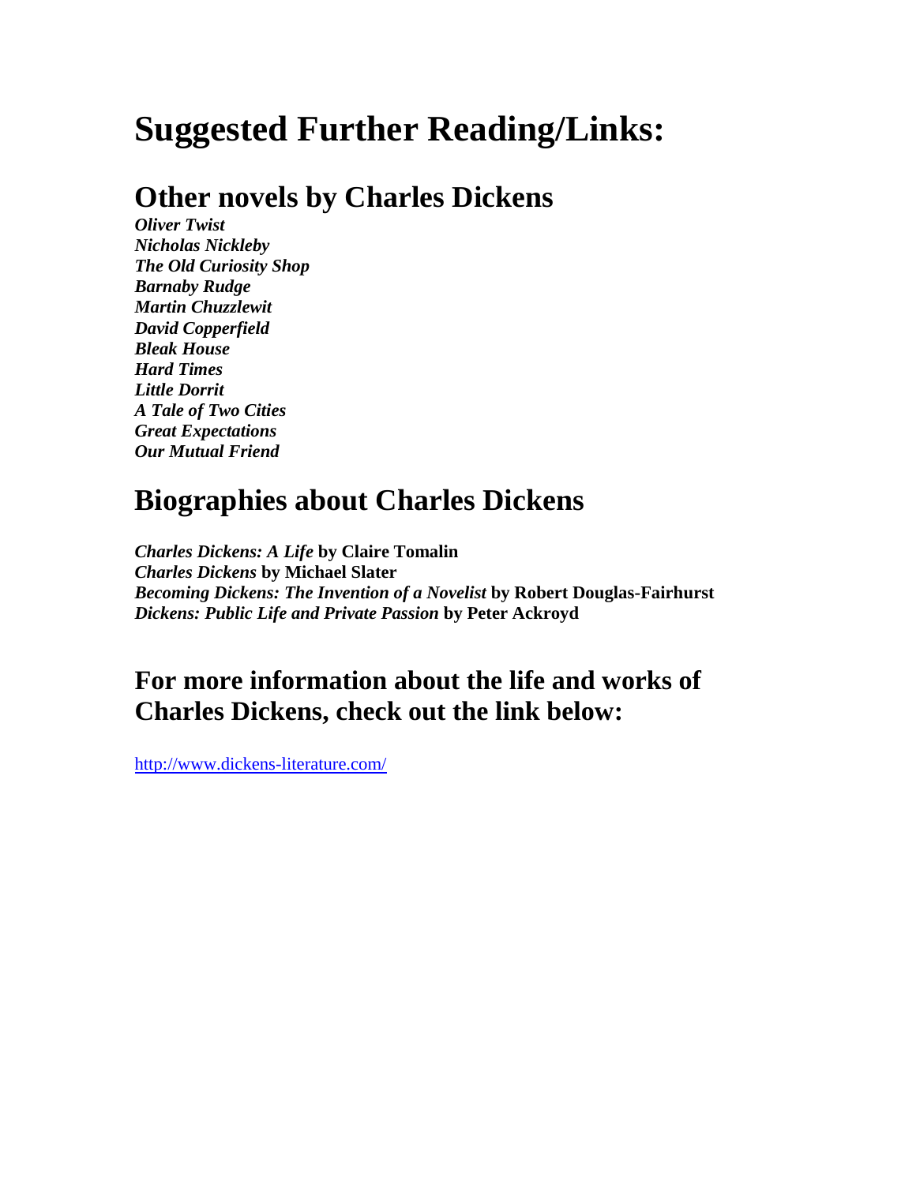# Suggested Further Reading/Links:

## Other novels by Charles Dickens

***Oliver Twist***
***Nicholas Nickleby***
***The Old Curiosity Shop***
***Barnaby Rudge***
***Martin Chuzzlewit***
***David Copperfield***
***Bleak House***
***Hard Times***
***Little Dorrit***
***A Tale of Two Cities***
***Great Expectations***
***Our Mutual Friend***

## Biographies about Charles Dickens

***Charles Dickens: A Life*** **by Claire Tomalin**
***Charles Dickens*** **by Michael Slater**
***Becoming Dickens: The Invention of a Novelist*** **by Robert Douglas-Fairhurst**
***Dickens: Public Life and Private Passion*** **by Peter Ackroyd**

## For more information about the life and works of Charles Dickens, check out the link below:

http://www.dickens-literature.com/